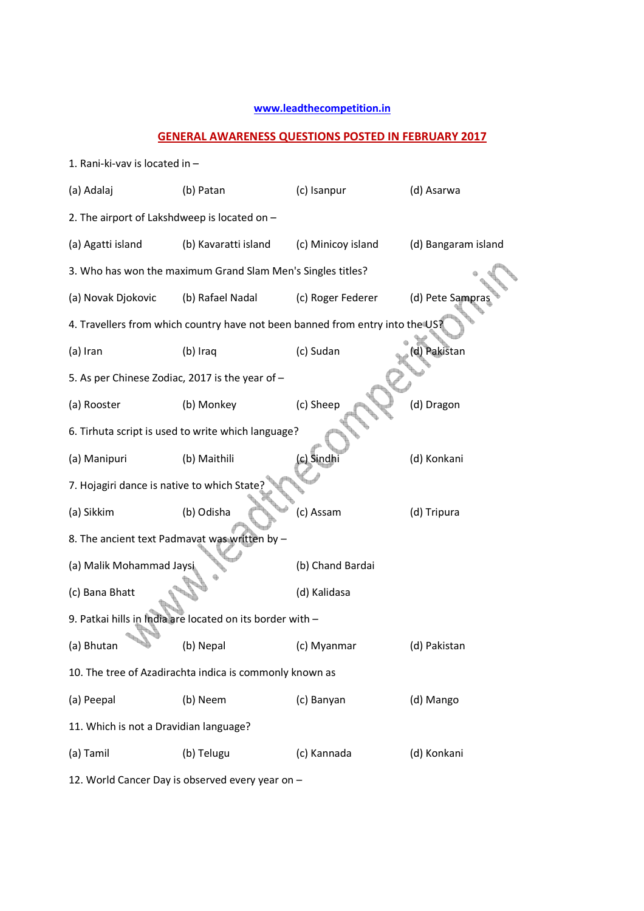www.leadthecompetition.in

## GENERAL AWARENESS QUESTIONS POSTED IN FEBRUARY 2017

1. Rani-ki-vav is located in –

(a) Adalaj (b) Patan (c) Isanpur (d) Asarwa

2. The airport of Lakshdweep is located on –

(a) Agatti island (b) Kavaratti island (c) Minicoy island (d) Bangaram island

3. Who has won the maximum Grand Slam Men's Singles titles?

(a) Novak Djokovic (b) Rafael Nadal (c) Roger Federer (d) Pete Sampras

4. Travellers from which country have not been banned from entry into the US?

(a) Iran (b) Iraq (c) Sudan (d) Pakistan

5. As per Chinese Zodiac, 2017 is the year of –

(a) Rooster (b) Monkey (c) Sheep (d) Dragon

6. Tirhuta script is used to write which language?

(a) Manipuri (b) Maithili (c) Sindhi (d) Konkani

7. Hojagiri dance is native to which State?

(a) Sikkim (b) Odisha (c) Assam (d) Tripura

8. The ancient text Padmavat was written by –

(a) Malik Mohammad Jaysi (b) Chand Bardai

(c) Bana Bhatt (d) Kalidasa

9. Patkai hills in India are located on its border with –

(a) Bhutan (b) Nepal (c) Myanmar (d) Pakistan

10. The tree of Azadirachta indica is commonly known as

(a) Peepal (b) Neem (c) Banyan (d) Mango

11. Which is not a Dravidian language?

(a) Tamil (b) Telugu (c) Kannada (d) Konkani

12. World Cancer Day is observed every year on –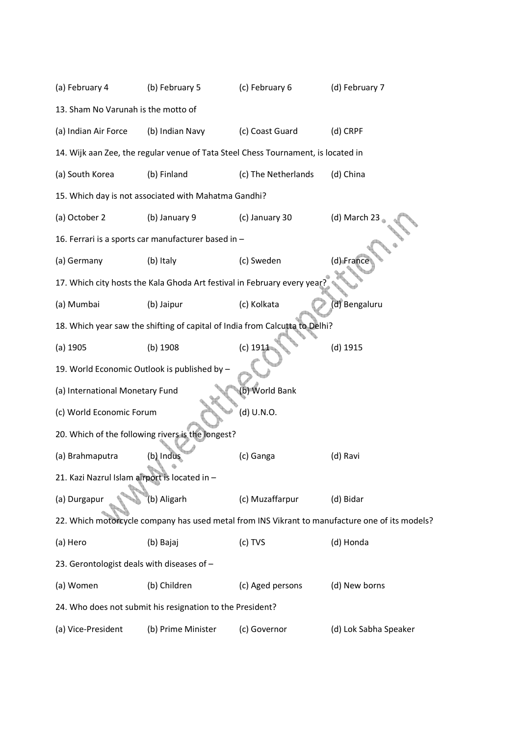(a) February 4 (b) February 5 (c) February 6 (d) February 7

13. Sham No Varunah is the motto of

(a) Indian Air Force (b) Indian Navy (c) Coast Guard (d) CRPF

14. Wijk aan Zee, the regular venue of Tata Steel Chess Tournament, is located in

(a) South Korea (b) Finland (c) The Netherlands (d) China

15. Which day is not associated with Mahatma Gandhi?

(a) October 2 (b) January 9 (c) January 30 (d) March 23

16. Ferrari is a sports car manufacturer based in –

(a) Germany (b) Italy (c) Sweden (d) France

17. Which city hosts the Kala Ghoda Art festival in February every year?

(a) Mumbai (b) Jaipur (c) Kolkata (d) Bengaluru

18. Which year saw the shifting of capital of India from Calcutta to Delhi?

(a) 1905 (b) 1908 (c) 1911 (d) 1915

19. World Economic Outlook is published by –

(a) International Monetary Fund (b) World Bank

(c) World Economic Forum (d) U.N.O.

20. Which of the following rivers is the longest?

(a) Brahmaputra (b) Indus (c) Ganga (d) Ravi

21. Kazi Nazrul Islam airport is located in –

(a) Durgapur (b) Aligarh (c) Muzaffarpur (d) Bidar

22. Which motorcycle company has used metal from INS Vikrant to manufacture one of its models?

(a) Hero (b) Bajaj (c) TVS (d) Honda

23. Gerontologist deals with diseases of –

(a) Women (b) Children (c) Aged persons (d) New borns

24. Who does not submit his resignation to the President?

(a) Vice-President (b) Prime Minister (c) Governor (d) Lok Sabha Speaker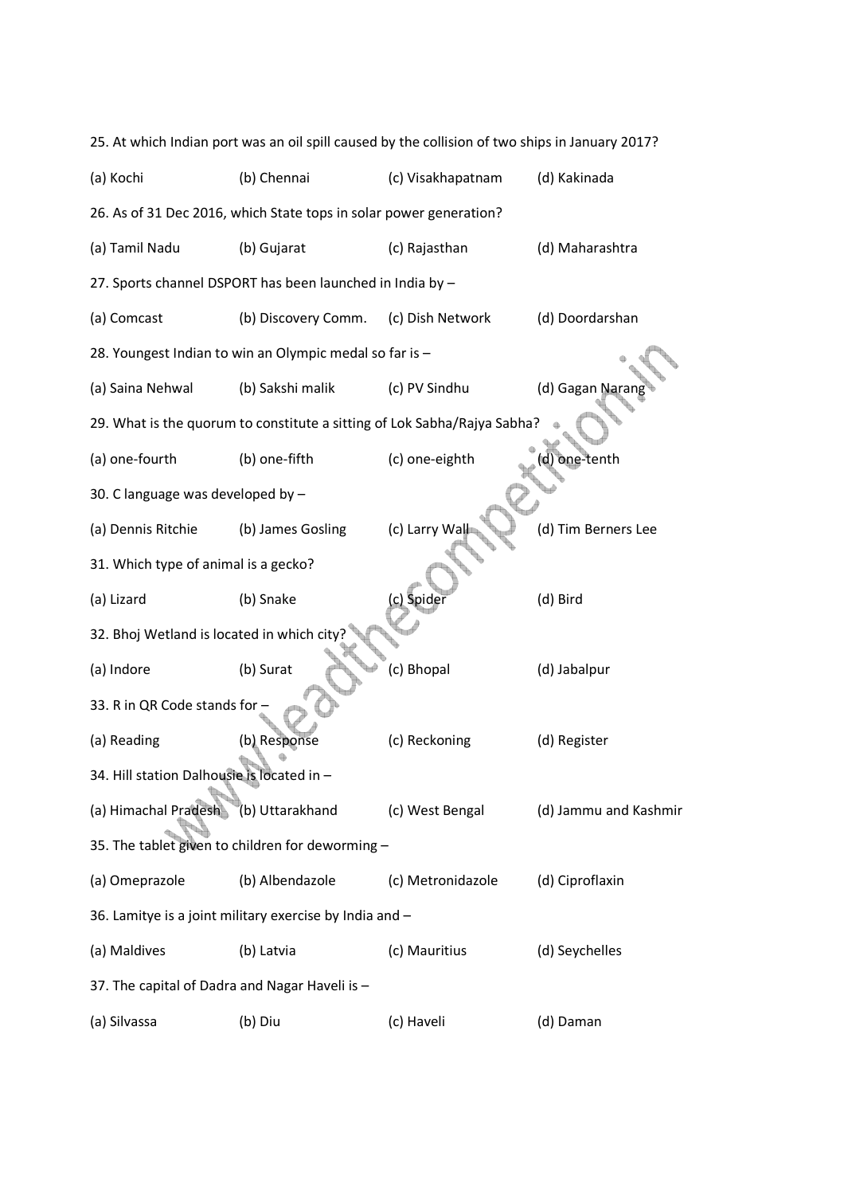25. At which Indian port was an oil spill caused by the collision of two ships in January 2017?

(a) Kochi (b) Chennai (c) Visakhapatnam (d) Kakinada

26. As of 31 Dec 2016, which State tops in solar power generation?

(a) Tamil Nadu (b) Gujarat (c) Rajasthan (d) Maharashtra

27. Sports channel DSPORT has been launched in India by –

(a) Comcast (b) Discovery Comm. (c) Dish Network (d) Doordarshan

28. Youngest Indian to win an Olympic medal so far is –

(a) Saina Nehwal (b) Sakshi malik (c) PV Sindhu (d) Gagan Narang

29. What is the quorum to constitute a sitting of Lok Sabha/Rajya Sabha?

(a) one-fourth (b) one-fifth (c) one-eighth (d) one-tenth

30. C language was developed by –

(a) Dennis Ritchie (b) James Gosling (c) Larry Wall (d) Tim Berners Lee

31. Which type of animal is a gecko?

(a) Lizard (b) Snake (c) Spider (d) Bird

32. Bhoj Wetland is located in which city?

(a) Indore (b) Surat (c) Bhopal (d) Jabalpur

33. R in QR Code stands for –

(a) Reading (b) Response (c) Reckoning (d) Register

34. Hill station Dalhousie is located in –

(a) Himachal Pradesh (b) Uttarakhand (c) West Bengal (d) Jammu and Kashmir

35. The tablet given to children for deworming –

(a) Omeprazole (b) Albendazole (c) Metronidazole (d) Ciproflaxin

36. Lamitye is a joint military exercise by India and –

(a) Maldives (b) Latvia (c) Mauritius (d) Seychelles

37. The capital of Dadra and Nagar Haveli is –

(a) Silvassa (b) Diu (c) Haveli (d) Daman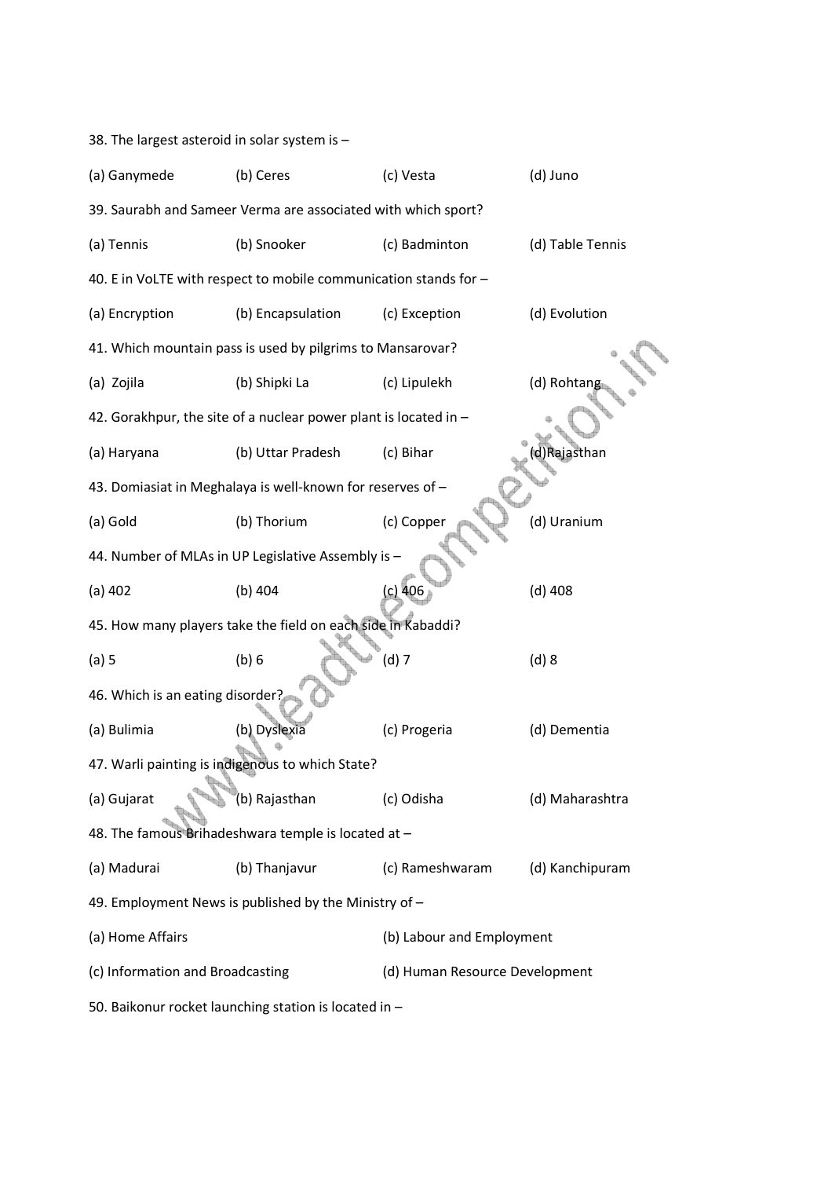38. The largest asteroid in solar system is –

(a) Ganymede (b) Ceres (c) Vesta (d) Juno

39. Saurabh and Sameer Verma are associated with which sport?

(a) Tennis (b) Snooker (c) Badminton (d) Table Tennis

40. E in VoLTE with respect to mobile communication stands for –

(a) Encryption (b) Encapsulation (c) Exception (d) Evolution

41. Which mountain pass is used by pilgrims to Mansarovar?

(a) Zojila (b) Shipki La (c) Lipulekh (d) Rohtang

42. Gorakhpur, the site of a nuclear power plant is located in –

(a) Haryana (b) Uttar Pradesh (c) Bihar (d)Rajasthan

43. Domiasiat in Meghalaya is well-known for reserves of –

(a) Gold (b) Thorium (c) Copper (d) Uranium

44. Number of MLAs in UP Legislative Assembly is –

(a) 402 (b) 404 (c) 406 (d) 408

45. How many players take the field on each side in Kabaddi?

(a) 5 (b) 6 (d) 7 (d) 8

46. Which is an eating disorder?

(a) Bulimia (b) Dyslexia (c) Progeria (d) Dementia

47. Warli painting is indigenous to which State?

(a) Gujarat (b) Rajasthan (c) Odisha (d) Maharashtra

48. The famous Brihadeshwara temple is located at –

(a) Madurai (b) Thanjavur (c) Rameshwaram (d) Kanchipuram

49. Employment News is published by the Ministry of –

(a) Home Affairs (b) Labour and Employment

(c) Information and Broadcasting (d) Human Resource Development

50. Baikonur rocket launching station is located in –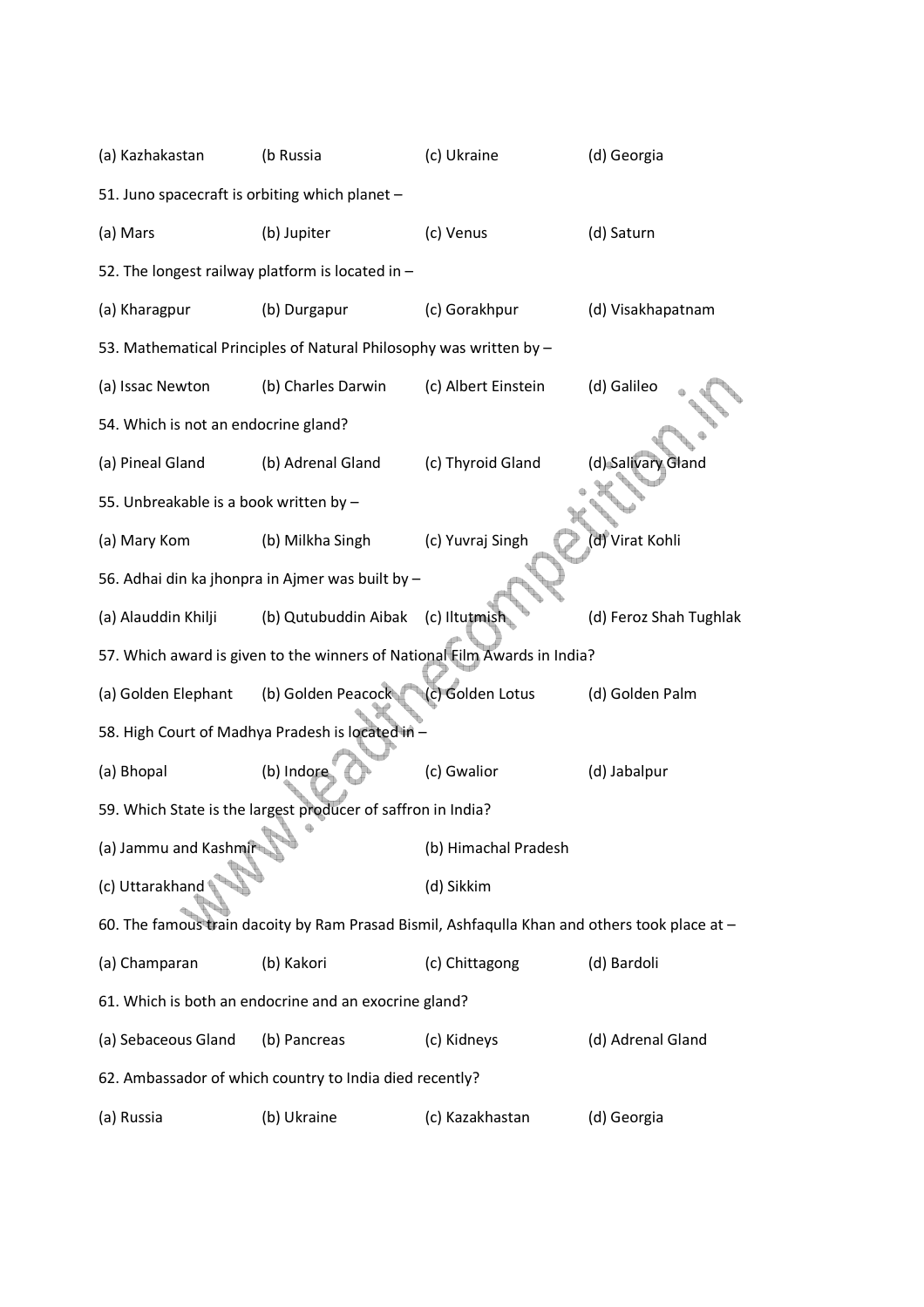(a) Kazhakastan (b Russia (c) Ukraine (d) Georgia

51. Juno spacecraft is orbiting which planet –

(a) Mars (b) Jupiter (c) Venus (d) Saturn

52. The longest railway platform is located in –

(a) Kharagpur (b) Durgapur (c) Gorakhpur (d) Visakhapatnam

53. Mathematical Principles of Natural Philosophy was written by –

(a) Issac Newton (b) Charles Darwin (c) Albert Einstein (d) Galileo

54. Which is not an endocrine gland?

(a) Pineal Gland (b) Adrenal Gland (c) Thyroid Gland (d) Salivary Gland

55. Unbreakable is a book written by –

(a) Mary Kom (b) Milkha Singh (c) Yuvraj Singh (d) Virat Kohli

56. Adhai din ka jhonpra in Ajmer was built by –

(a) Alauddin Khilji (b) Qutubuddin Aibak (c) Iltutmish (d) Feroz Shah Tughlak

57. Which award is given to the winners of National Film Awards in India?

(a) Golden Elephant (b) Golden Peacock (c) Golden Lotus (d) Golden Palm

58. High Court of Madhya Pradesh is located in –

(a) Bhopal (b) Indore (c) Gwalior (d) Jabalpur

59. Which State is the largest producer of saffron in India?

(a) Jammu and Kashmir (b) Himachal Pradesh

(c) Uttarakhand (d) Sikkim

60. The famous train dacoity by Ram Prasad Bismil, Ashfaqulla Khan and others took place at –

(a) Champaran (b) Kakori (c) Chittagong (d) Bardoli

61. Which is both an endocrine and an exocrine gland?

(a) Sebaceous Gland (b) Pancreas (c) Kidneys (d) Adrenal Gland

62. Ambassador of which country to India died recently?

(a) Russia (b) Ukraine (c) Kazakhastan (d) Georgia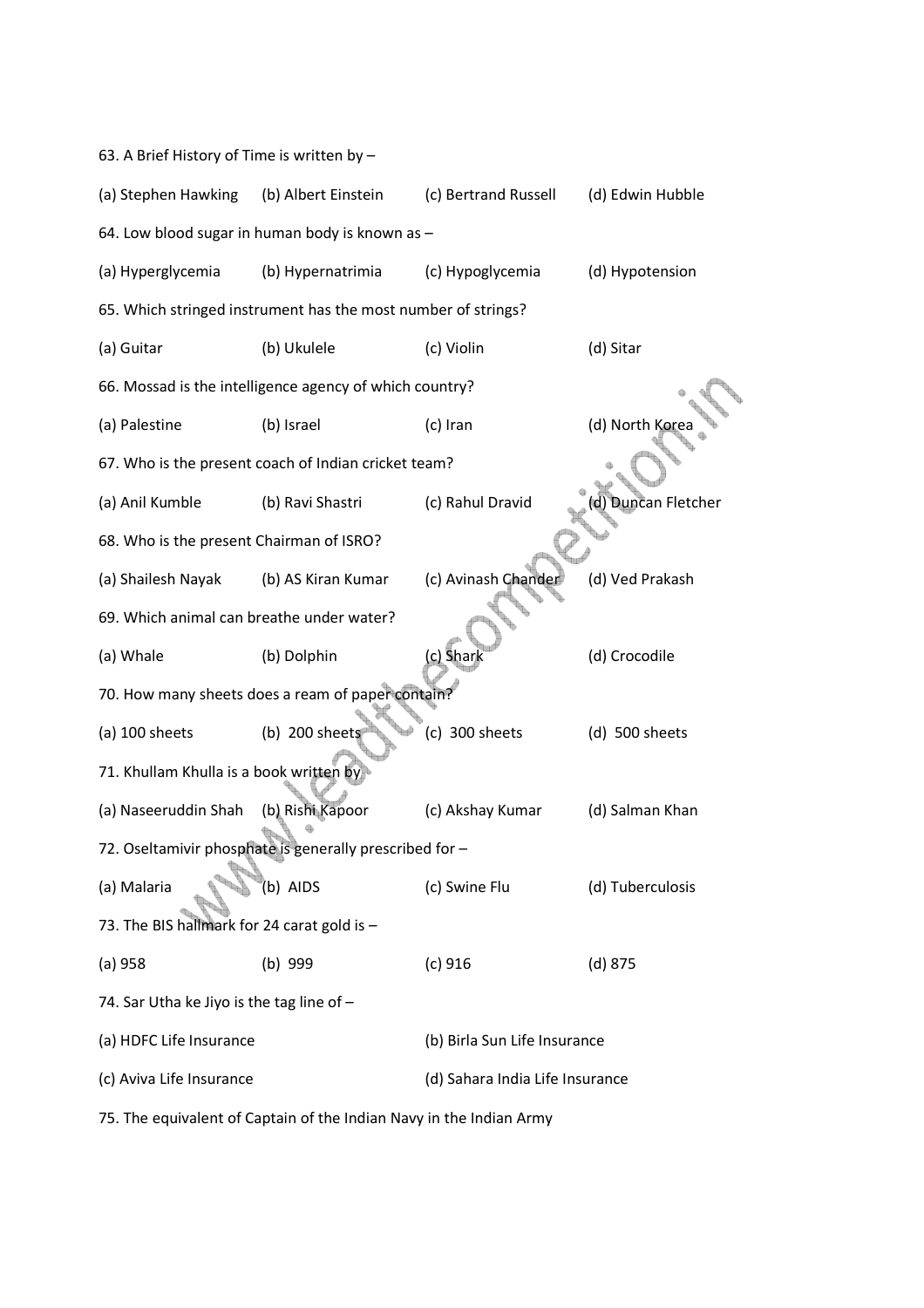63. A Brief History of Time is written by –

(a) Stephen Hawking (b) Albert Einstein (c) Bertrand Russell (d) Edwin Hubble

64. Low blood sugar in human body is known as –

(a) Hyperglycemia (b) Hypernatrimia (c) Hypoglycemia (d) Hypotension

65. Which stringed instrument has the most number of strings?

(a) Guitar (b) Ukulele (c) Violin (d) Sitar

66. Mossad is the intelligence agency of which country?

(a) Palestine (b) Israel (c) Iran (d) North Korea

67. Who is the present coach of Indian cricket team?

(a) Anil Kumble (b) Ravi Shastri (c) Rahul Dravid (d) Duncan Fletcher

68. Who is the present Chairman of ISRO?

(a) Shailesh Nayak (b) AS Kiran Kumar (c) Avinash Chander (d) Ved Prakash

69. Which animal can breathe under water?

(a) Whale (b) Dolphin (c) Shark (d) Crocodile

70. How many sheets does a ream of paper contain?

(a) 100 sheets (b) 200 sheets (c) 300 sheets (d) 500 sheets

71. Khullam Khulla is a book written by

(a) Naseeruddin Shah (b) Rishi Kapoor (c) Akshay Kumar (d) Salman Khan

72. Oseltamivir phosphate is generally prescribed for –

(a) Malaria (b) AIDS (c) Swine Flu (d) Tuberculosis

73. The BIS hallmark for 24 carat gold is –

(a) 958 (b) 999 (c) 916 (d) 875

74. Sar Utha ke Jiyo is the tag line of –

(a) HDFC Life Insurance (b) Birla Sun Life Insurance

(c) Aviva Life Insurance (d) Sahara India Life Insurance

75. The equivalent of Captain of the Indian Navy in the Indian Army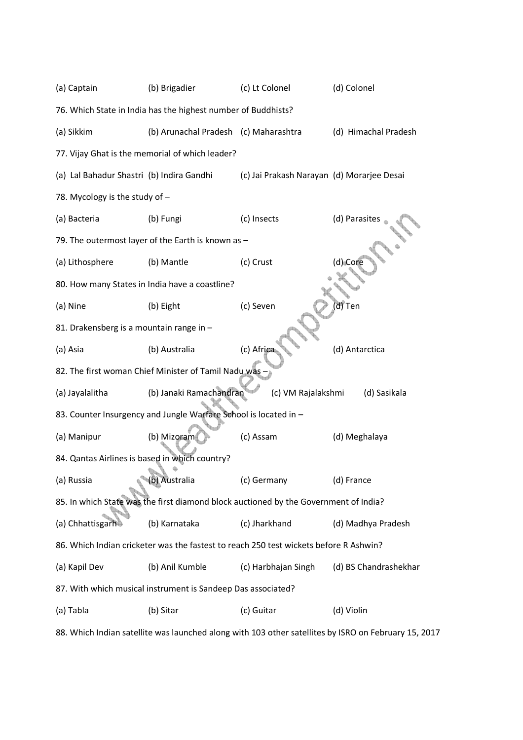(a) Captain (b) Brigadier (c) Lt Colonel (d) Colonel

76. Which State in India has the highest number of Buddhists?

(a) Sikkim (b) Arunachal Pradesh (c) Maharashtra (d) Himachal Pradesh

77. Vijay Ghat is the memorial of which leader?

(a) Lal Bahadur Shastri (b) Indira Gandhi (c) Jai Prakash Narayan (d) Morarjee Desai

78. Mycology is the study of –

(a) Bacteria (b) Fungi (c) Insects (d) Parasites

79. The outermost layer of the Earth is known as –

(a) Lithosphere (b) Mantle (c) Crust (d) Core

80. How many States in India have a coastline?

(a) Nine (b) Eight (c) Seven (d) Ten

81. Drakensberg is a mountain range in –

(a) Asia (b) Australia (c) Africa (d) Antarctica

82. The first woman Chief Minister of Tamil Nadu was –

(a) Jayalalitha (b) Janaki Ramachandran (c) VM Rajalakshmi (d) Sasikala

83. Counter Insurgency and Jungle Warfare School is located in –

(a) Manipur (b) Mizoram (c) Assam (d) Meghalaya

84. Qantas Airlines is based in which country?

(a) Russia (b) Australia (c) Germany (d) France

85. In which State was the first diamond block auctioned by the Government of India?

(a) Chhattisgarh (b) Karnataka (c) Jharkhand (d) Madhya Pradesh

86. Which Indian cricketer was the fastest to reach 250 test wickets before R Ashwin?

(a) Kapil Dev (b) Anil Kumble (c) Harbhajan Singh (d) BS Chandrashekhar

87. With which musical instrument is Sandeep Das associated?

(a) Tabla (b) Sitar (c) Guitar (d) Violin

88. Which Indian satellite was launched along with 103 other satellites by ISRO on February 15, 2017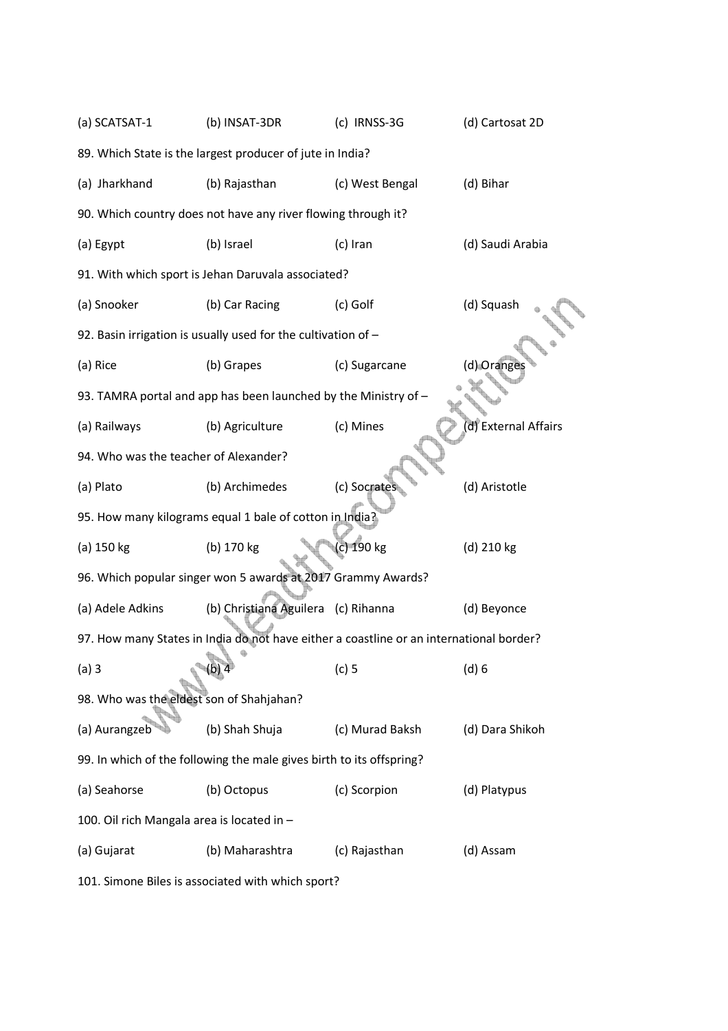(a) SCATSAT-1 (b) INSAT-3DR (c) IRNSS-3G (d) Cartosat 2D

89. Which State is the largest producer of jute in India?

(a) Jharkhand (b) Rajasthan (c) West Bengal (d) Bihar

90. Which country does not have any river flowing through it?

(a) Egypt (b) Israel (c) Iran (d) Saudi Arabia

91. With which sport is Jehan Daruvala associated?

(a) Snooker (b) Car Racing (c) Golf (d) Squash

92. Basin irrigation is usually used for the cultivation of –

(a) Rice (b) Grapes (c) Sugarcane (d) Oranges

93. TAMRA portal and app has been launched by the Ministry of –

(a) Railways (b) Agriculture (c) Mines (d) External Affairs

94. Who was the teacher of Alexander?

(a) Plato (b) Archimedes (c) Socrates (d) Aristotle

95. How many kilograms equal 1 bale of cotton in India?

(a) 150 kg (b) 170 kg (c) 190 kg (d) 210 kg

96. Which popular singer won 5 awards at 2017 Grammy Awards?

(a) Adele Adkins (b) Christiana Aguilera (c) Rihanna (d) Beyonce

97. How many States in India do not have either a coastline or an international border?

(a) 3 (b) 4 (c) 5 (d) 6

98. Who was the eldest son of Shahjahan?

(a) Aurangzeb (b) Shah Shuja (c) Murad Baksh (d) Dara Shikoh

99. In which of the following the male gives birth to its offspring?

(a) Seahorse (b) Octopus (c) Scorpion (d) Platypus

100. Oil rich Mangala area is located in –

(a) Gujarat (b) Maharashtra (c) Rajasthan (d) Assam

101. Simone Biles is associated with which sport?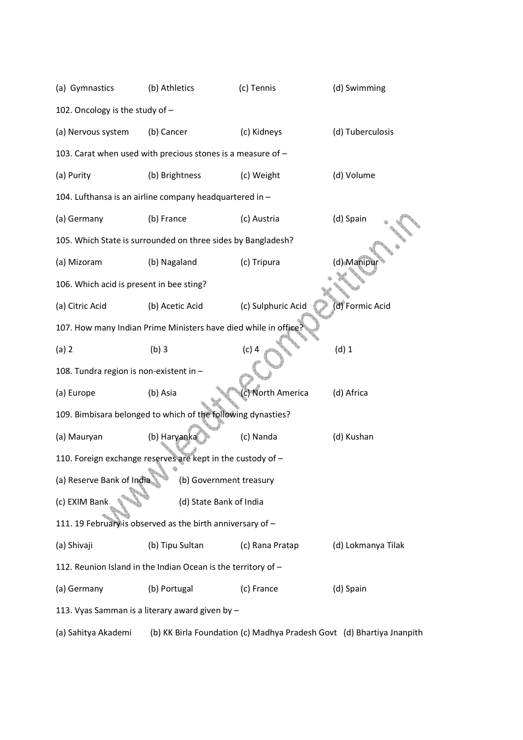(a) Gymnastics (b) Athletics (c) Tennis (d) Swimming

102. Oncology is the study of –

(a) Nervous system (b) Cancer (c) Kidneys (d) Tuberculosis

103. Carat when used with precious stones is a measure of –

(a) Purity (b) Brightness (c) Weight (d) Volume

104. Lufthansa is an airline company headquartered in –

(a) Germany (b) France (c) Austria (d) Spain

105. Which State is surrounded on three sides by Bangladesh?

(a) Mizoram (b) Nagaland (c) Tripura (d) Manipur

106. Which acid is present in bee sting?

(a) Citric Acid (b) Acetic Acid (c) Sulphuric Acid (d) Formic Acid

107. How many Indian Prime Ministers have died while in office?

(a) 2 (b) 3 (c) 4 (d) 1

108. Tundra region is non-existent in –

(a) Europe (b) Asia (c) North America (d) Africa

109. Bimbisara belonged to which of the following dynasties?

(a) Mauryan (b) Haryanka (c) Nanda (d) Kushan

110. Foreign exchange reserves are kept in the custody of –

(a) Reserve Bank of India (b) Government treasury

(c) EXIM Bank (d) State Bank of India

111. 19 February is observed as the birth anniversary of –

(a) Shivaji (b) Tipu Sultan (c) Rana Pratap (d) Lokmanya Tilak

112. Reunion Island in the Indian Ocean is the territory of –

(a) Germany (b) Portugal (c) France (d) Spain

113. Vyas Samman is a literary award given by –

(a) Sahitya Akademi (b) KK Birla Foundation (c) Madhya Pradesh Govt (d) Bhartiya Jnanpith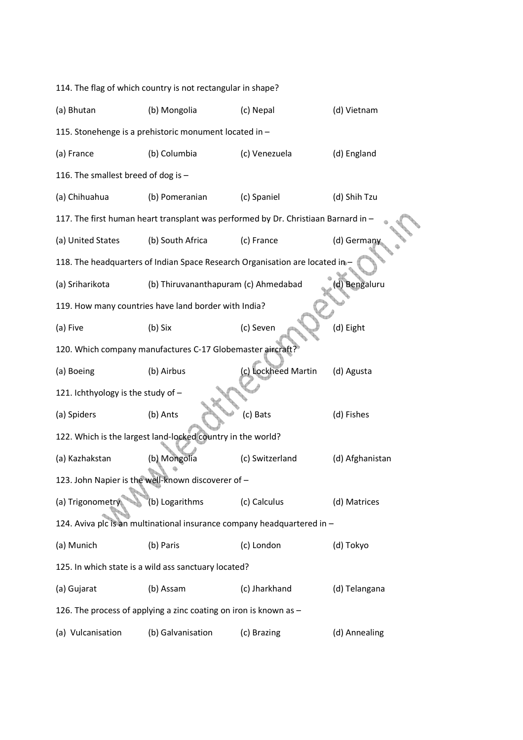114. The flag of which country is not rectangular in shape?

(a) Bhutan (b) Mongolia (c) Nepal (d) Vietnam

115. Stonehenge is a prehistoric monument located in –

(a) France (b) Columbia (c) Venezuela (d) England

116. The smallest breed of dog is –

(a) Chihuahua (b) Pomeranian (c) Spaniel (d) Shih Tzu

117. The first human heart transplant was performed by Dr. Christiaan Barnard in –

(a) United States (b) South Africa (c) France (d) Germany

118. The headquarters of Indian Space Research Organisation are located in –

(a) Sriharikota (b) Thiruvananthapuram (c) Ahmedabad (d) Bengaluru

119. How many countries have land border with India?

(a) Five (b) Six (c) Seven (d) Eight

120. Which company manufactures C-17 Globemaster aircraft?

(a) Boeing (b) Airbus (c) Lockheed Martin (d) Agusta

121. Ichthyology is the study of –

(a) Spiders (b) Ants (c) Bats (d) Fishes

122. Which is the largest land-locked country in the world?

(a) Kazhakstan (b) Mongolia (c) Switzerland (d) Afghanistan

123. John Napier is the well-known discoverer of –

(a) Trigonometry (b) Logarithms (c) Calculus (d) Matrices

124. Aviva plc is an multinational insurance company headquartered in –

(a) Munich (b) Paris (c) London (d) Tokyo

125. In which state is a wild ass sanctuary located?

(a) Gujarat (b) Assam (c) Jharkhand (d) Telangana

126. The process of applying a zinc coating on iron is known as –

(a) Vulcanisation (b) Galvanisation (c) Brazing (d) Annealing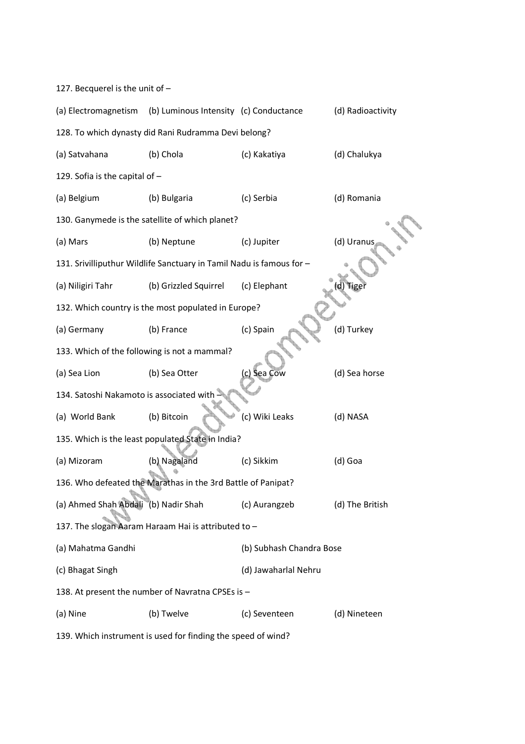127. Becquerel is the unit of –

(a) Electromagnetism (b) Luminous Intensity (c) Conductance (d) Radioactivity

128. To which dynasty did Rani Rudramma Devi belong?

(a) Satvahana (b) Chola (c) Kakatiya (d) Chalukya

129. Sofia is the capital of –

(a) Belgium (b) Bulgaria (c) Serbia (d) Romania

130. Ganymede is the satellite of which planet?

(a) Mars (b) Neptune (c) Jupiter (d) Uranus

131. Srivilliputhur Wildlife Sanctuary in Tamil Nadu is famous for –

(a) Niligiri Tahr (b) Grizzled Squirrel (c) Elephant (d) Tiger

132. Which country is the most populated in Europe?

(a) Germany (b) France (c) Spain (d) Turkey

133. Which of the following is not a mammal?

(a) Sea Lion (b) Sea Otter (c) Sea Cow (d) Sea horse

134. Satoshi Nakamoto is associated with –

(a) World Bank (b) Bitcoin (c) Wiki Leaks (d) NASA

135. Which is the least populated State in India?

(a) Mizoram (b) Nagaland (c) Sikkim (d) Goa

136. Who defeated the Marathas in the 3rd Battle of Panipat?

(a) Ahmed Shah Abdali (b) Nadir Shah (c) Aurangzeb (d) The British

137. The slogan Aaram Haraam Hai is attributed to –

(a) Mahatma Gandhi (b) Subhash Chandra Bose

(c) Bhagat Singh (d) Jawaharlal Nehru

138. At present the number of Navratna CPSEs is –

(a) Nine (b) Twelve (c) Seventeen (d) Nineteen

139. Which instrument is used for finding the speed of wind?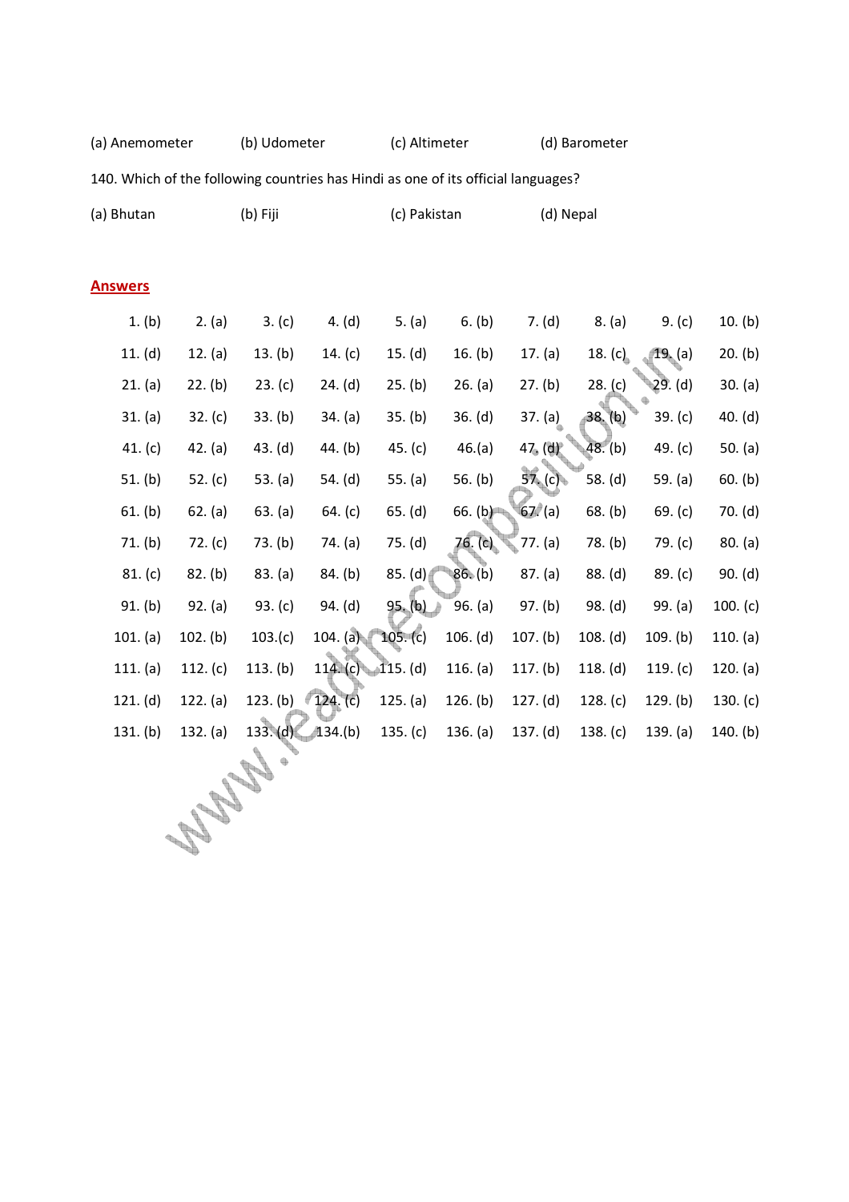(a) Anemometer (b) Udometer (c) Altimeter (d) Barometer

140. Which of the following countries has Hindi as one of its official languages?

(a) Bhutan (b) Fiji (c) Pakistan (d) Nepal

## Answers

| | | | | | | | | | |
|---|---|---|---|---|---|---|---|---|---|
| 1. (b) | 2. (a) | 3. (c) | 4. (d) | 5. (a) | 6. (b) | 7. (d) | 8. (a) | 9. (c) | 10. (b) |
| 11. (d) | 12. (a) | 13. (b) | 14. (c) | 15. (d) | 16. (b) | 17. (a) | 18. (c) | 19. (a) | 20. (b) |
| 21. (a) | 22. (b) | 23. (c) | 24. (d) | 25. (b) | 26. (a) | 27. (b) | 28. (c) | 29. (d) | 30. (a) |
| 31. (a) | 32. (c) | 33. (b) | 34. (a) | 35. (b) | 36. (d) | 37. (a) | 38. (b) | 39. (c) | 40. (d) |
| 41. (c) | 42. (a) | 43. (d) | 44. (b) | 45. (c) | 46.(a) | 47. (d) | 48. (b) | 49. (c) | 50. (a) |
| 51. (b) | 52. (c) | 53. (a) | 54. (d) | 55. (a) | 56. (b) | 57. (c) | 58. (d) | 59. (a) | 60. (b) |
| 61. (b) | 62. (a) | 63. (a) | 64. (c) | 65. (d) | 66. (b) | 67. (a) | 68. (b) | 69. (c) | 70. (d) |
| 71. (b) | 72. (c) | 73. (b) | 74. (a) | 75. (d) | 76. (c) | 77. (a) | 78. (b) | 79. (c) | 80. (a) |
| 81. (c) | 82. (b) | 83. (a) | 84. (b) | 85. (d) | 86. (b) | 87. (a) | 88. (d) | 89. (c) | 90. (d) |
| 91. (b) | 92. (a) | 93. (c) | 94. (d) | 95. (b) | 96. (a) | 97. (b) | 98. (d) | 99. (a) | 100. (c) |
| 101. (a) | 102. (b) | 103.(c) | 104. (a) | 105. (c) | 106. (d) | 107. (b) | 108. (d) | 109. (b) | 110. (a) |
| 111. (a) | 112. (c) | 113. (b) | 114. (c) | 115. (d) | 116. (a) | 117. (b) | 118. (d) | 119. (c) | 120. (a) |
| 121. (d) | 122. (a) | 123. (b) | 124. (c) | 125. (a) | 126. (b) | 127. (d) | 128. (c) | 129. (b) | 130. (c) |
| 131. (b) | 132. (a) | 133. (d) | 134.(b) | 135. (c) | 136. (a) | 137. (d) | 138. (c) | 139. (a) | 140. (b) |